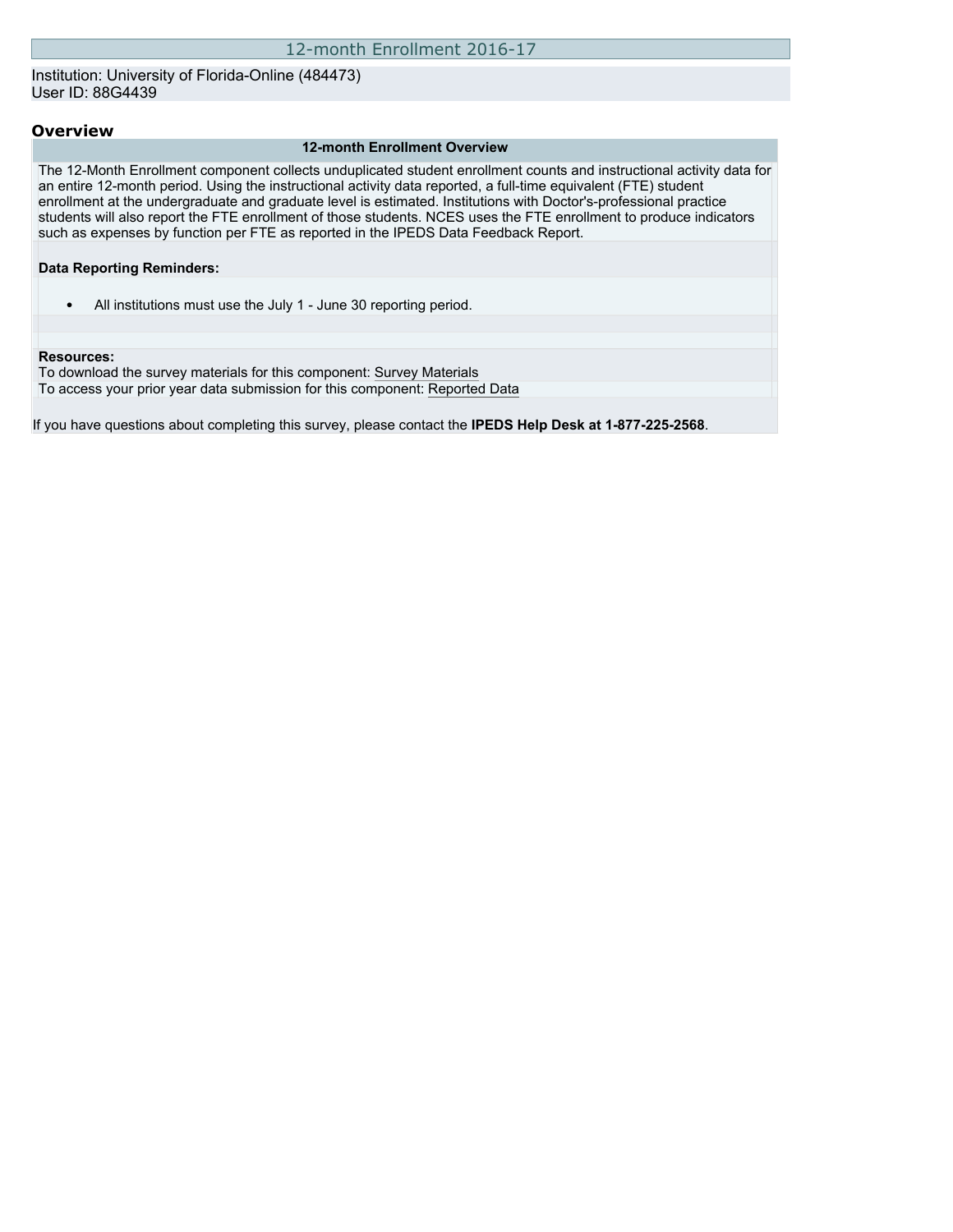# 12-month Enrollment 2016-17

Institution: University of Florida-Online (484473)
User ID: 88G4439

## Overview

### 12-month Enrollment Overview

The 12-Month Enrollment component collects unduplicated student enrollment counts and instructional activity data for an entire 12-month period. Using the instructional activity data reported, a full-time equivalent (FTE) student enrollment at the undergraduate and graduate level is estimated. Institutions with Doctor's-professional practice students will also report the FTE enrollment of those students. NCES uses the FTE enrollment to produce indicators such as expenses by function per FTE as reported in the IPEDS Data Feedback Report.

**Data Reporting Reminders:**

- All institutions must use the July 1 - June 30 reporting period.

**Resources:**
To download the survey materials for this component: Survey Materials
To access your prior year data submission for this component: Reported Data

If you have questions about completing this survey, please contact the **IPEDS Help Desk at 1-877-225-2568**.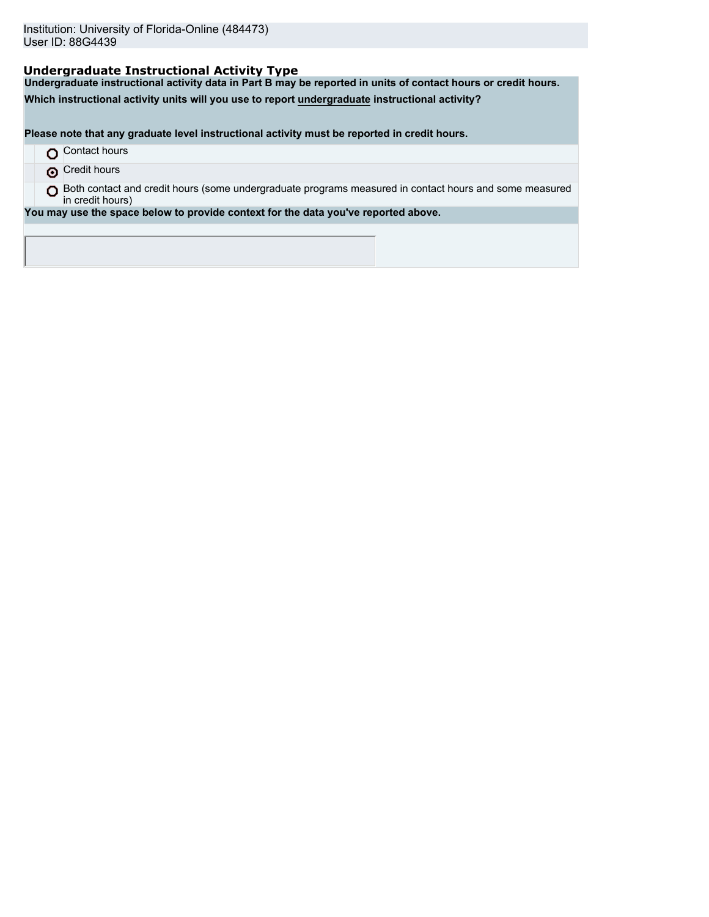Institution: University of Florida-Online (484473)
User ID: 88G4439

### Undergraduate Instructional Activity Type

**Undergraduate instructional activity data in Part B may be reported in units of contact hours or credit hours.**

**Which instructional activity units will you use to report undergraduate instructional activity?**

**Please note that any graduate level instructional activity must be reported in credit hours.**

- ○ Contact hours
- ◉ Credit hours
- ○ Both contact and credit hours (some undergraduate programs measured in contact hours and some measured in credit hours)

**You may use the space below to provide context for the data you've reported above.**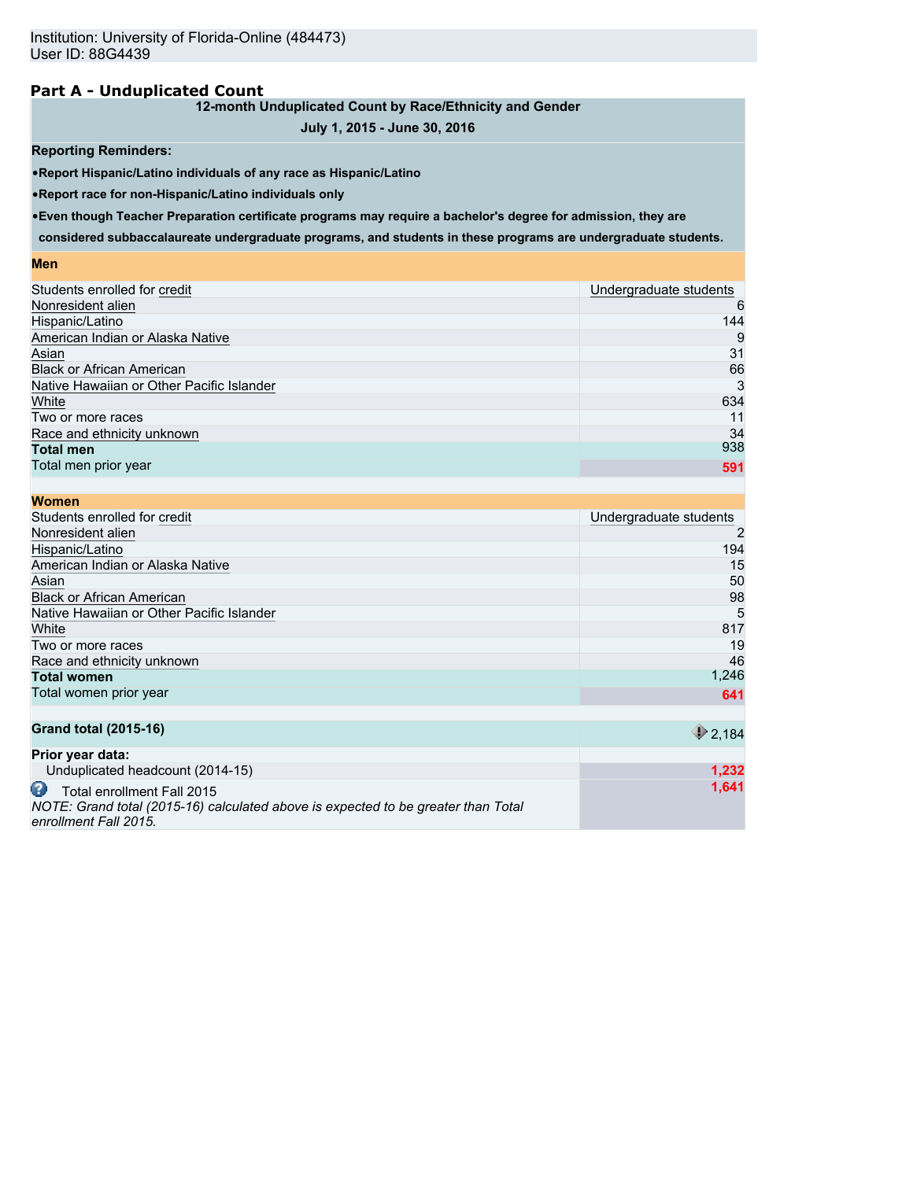Institution: University of Florida-Online (484473)
User ID: 88G4439

## Part A - Unduplicated Count

| 12-month Unduplicated Count by Race/Ethnicity and Gender | |
|---|---|
| July 1, 2015 - June 30, 2016 | |
| **Reporting Reminders:** | |
| •Report Hispanic/Latino individuals of any race as Hispanic/Latino | |
| •Report race for non-Hispanic/Latino individuals only | |
| •Even though Teacher Preparation certificate programs may require a bachelor's degree for admission, they are considered subbaccalaureate undergraduate programs, and students in these programs are undergraduate students. | |
| **Men** | |
| Students enrolled for credit | Undergraduate students |
| Nonresident alien | 6 |
| Hispanic/Latino | 144 |
| American Indian or Alaska Native | 9 |
| Asian | 31 |
| Black or African American | 66 |
| Native Hawaiian or Other Pacific Islander | 3 |
| White | 634 |
| Two or more races | 11 |
| Race and ethnicity unknown | 34 |
| **Total men** | 938 |
| Total men prior year | 591 |
| **Women** | |
| Students enrolled for credit | Undergraduate students |
| Nonresident alien | 2 |
| Hispanic/Latino | 194 |
| American Indian or Alaska Native | 15 |
| Asian | 50 |
| Black or African American | 98 |
| Native Hawaiian or Other Pacific Islander | 5 |
| White | 817 |
| Two or more races | 19 |
| Race and ethnicity unknown | 46 |
| **Total women** | 1,246 |
| Total women prior year | 641 |
| **Grand total (2015-16)** | 2,184 |
| **Prior year data:** | |
| Unduplicated headcount (2014-15) | 1,232 |
| Total enrollment Fall 2015<br>*NOTE: Grand total (2015-16) calculated above is expected to be greater than Total enrollment Fall 2015.* | 1,641 |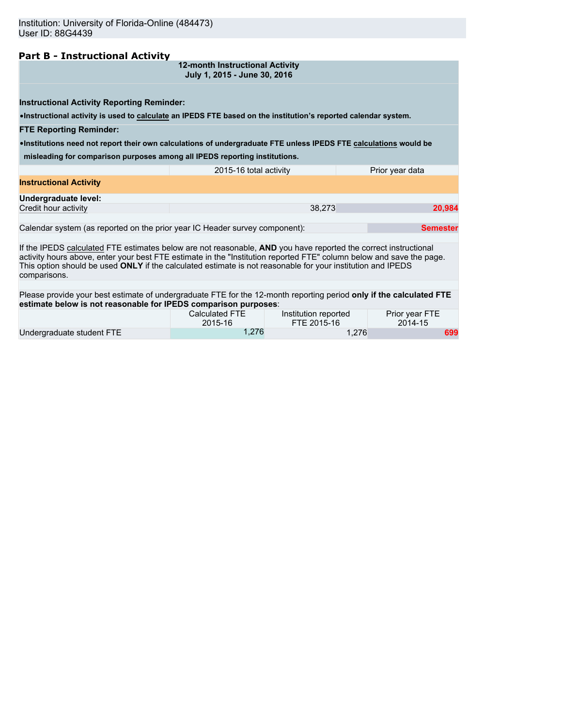Institution: University of Florida-Online (484473)
User ID: 88G4439

## Part B - Instructional Activity

**12-month Instructional Activity**
**July 1, 2015 - June 30, 2016**

**Instructional Activity Reporting Reminder:**

- **Instructional activity is used to calculate an IPEDS FTE based on the institution's reported calendar system.**

**FTE Reporting Reminder:**

- **Institutions need not report their own calculations of undergraduate FTE unless IPEDS FTE calculations would be misleading for comparison purposes among all IPEDS reporting institutions.**

| | 2015-16 total activity | Prior year data |
|---|---|---|
| **Instructional Activity** | | |
| **Undergraduate level:** | | |
| Credit hour activity | 38,273 | 20,984 |

| | |
|---|---|
| Calendar system (as reported on the prior year IC Header survey component): | Semester |

If the IPEDS calculated FTE estimates below are not reasonable, **AND** you have reported the correct instructional activity hours above, enter your best FTE estimate in the "Institution reported FTE" column below and save the page. This option should be used **ONLY** if the calculated estimate is not reasonable for your institution and IPEDS comparisons.

Please provide your best estimate of undergraduate FTE for the 12-month reporting period **only if the calculated FTE estimate below is not reasonable for IPEDS comparison purposes**:

| | Calculated FTE 2015-16 | Institution reported FTE 2015-16 | Prior year FTE 2014-15 |
|---|---|---|---|
| Undergraduate student FTE | 1,276 | 1,276 | 699 |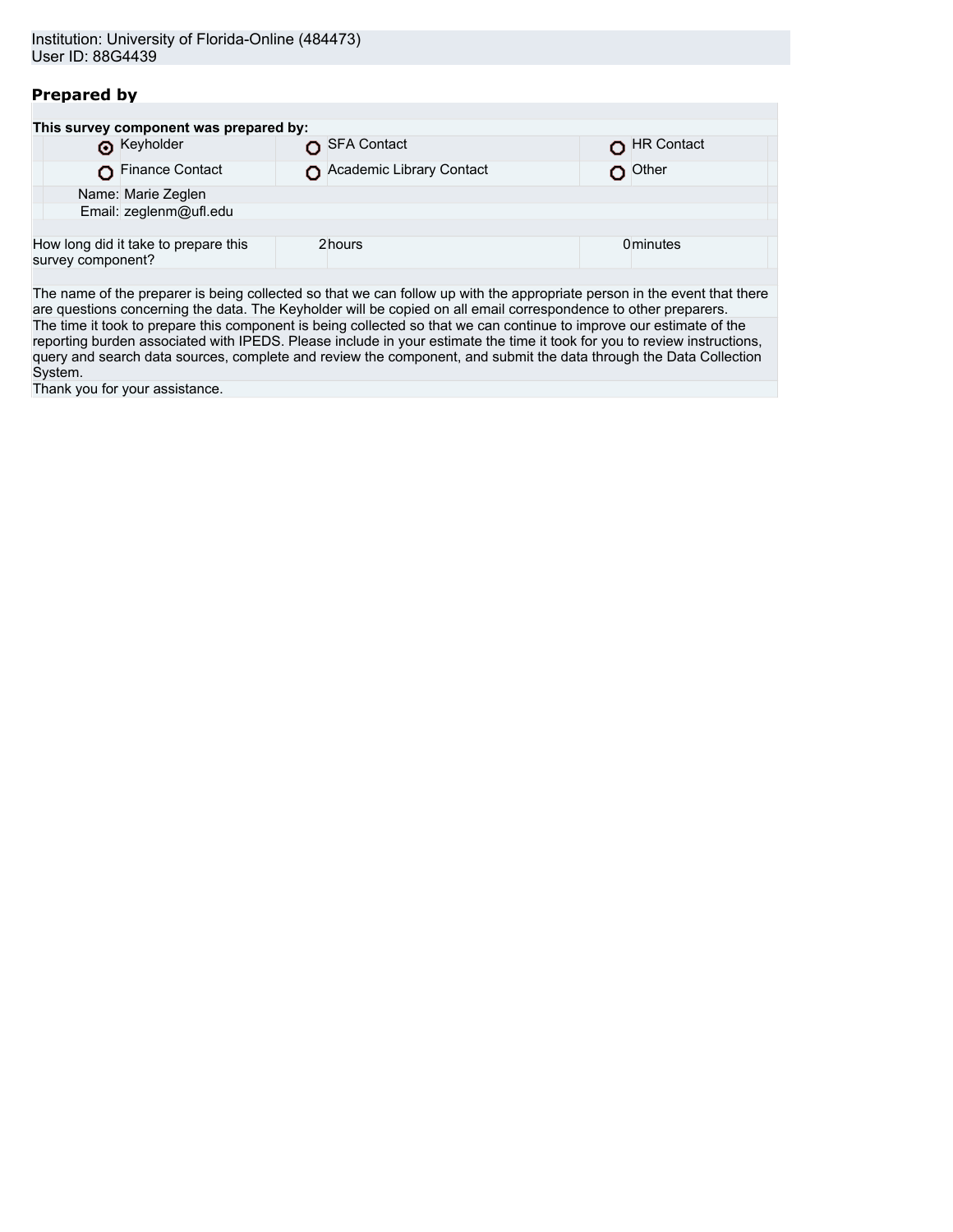Institution: University of Florida-Online (484473)
User ID: 88G4439

## Prepared by

**This survey component was prepared by:**

| | | |
|---|---|---|
| ◉ Keyholder | ○ SFA Contact | ○ HR Contact |
| ○ Finance Contact | ○ Academic Library Contact | ○ Other |

Name: Marie Zeglen
Email: zeglenm@ufl.edu

| How long did it take to prepare this survey component? | 2 hours | 0 minutes |
|---|---|---|

The name of the preparer is being collected so that we can follow up with the appropriate person in the event that there are questions concerning the data. The Keyholder will be copied on all email correspondence to other preparers.

The time it took to prepare this component is being collected so that we can continue to improve our estimate of the reporting burden associated with IPEDS. Please include in your estimate the time it took for you to review instructions, query and search data sources, complete and review the component, and submit the data through the Data Collection System.

Thank you for your assistance.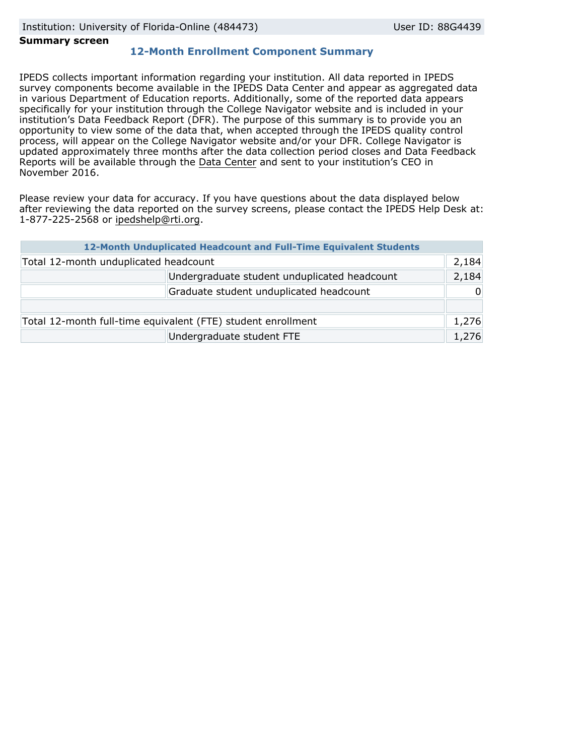Institution: University of Florida-Online (484473) User ID: 88G4439

**Summary screen**

## 12-Month Enrollment Component Summary

IPEDS collects important information regarding your institution. All data reported in IPEDS survey components become available in the IPEDS Data Center and appear as aggregated data in various Department of Education reports. Additionally, some of the reported data appears specifically for your institution through the College Navigator website and is included in your institution's Data Feedback Report (DFR). The purpose of this summary is to provide you an opportunity to view some of the data that, when accepted through the IPEDS quality control process, will appear on the College Navigator website and/or your DFR. College Navigator is updated approximately three months after the data collection period closes and Data Feedback Reports will be available through the Data Center and sent to your institution's CEO in November 2016.

Please review your data for accuracy. If you have questions about the data displayed below after reviewing the data reported on the survey screens, please contact the IPEDS Help Desk at: 1-877-225-2568 or ipedshelp@rti.org.

| 12-Month Unduplicated Headcount and Full-Time Equivalent Students | | |
|---|---|---|
| Total 12-month unduplicated headcount | | 2,184 |
| | Undergraduate student unduplicated headcount | 2,184 |
| | Graduate student unduplicated headcount | 0 |
| | | |
| Total 12-month full-time equivalent (FTE) student enrollment | | 1,276 |
| | Undergraduate student FTE | 1,276 |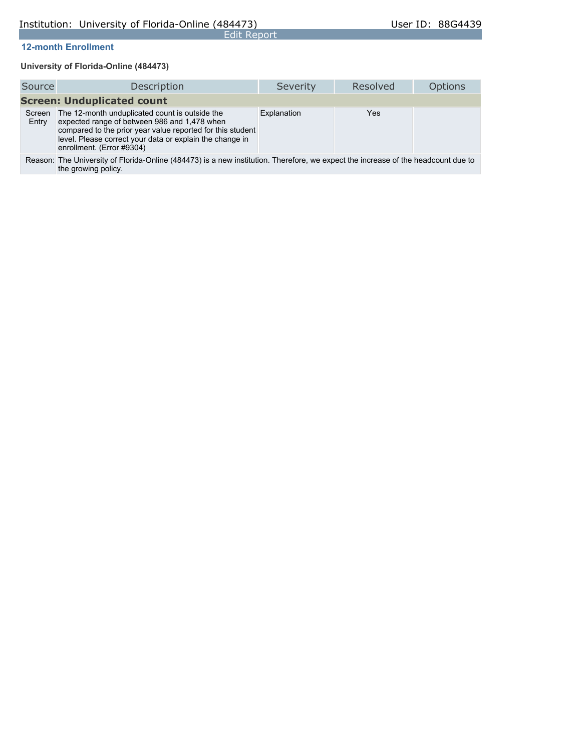Institution: University of Florida-Online (484473)

User ID: 88G4439

Edit Report

## 12-month Enrollment

**University of Florida-Online (484473)**

| Source | Description | Severity | Resolved | Options |
|---|---|---|---|---|
| **Screen: Unduplicated count** | | | | |
| Screen Entry | The 12-month unduplicated count is outside the expected range of between 986 and 1,478 when compared to the prior year value reported for this student level. Please correct your data or explain the change in enrollment. (Error #9304) | Explanation | Yes | |
| Reason: | The University of Florida-Online (484473) is a new institution. Therefore, we expect the increase of the headcount due to the growing policy. | | | |